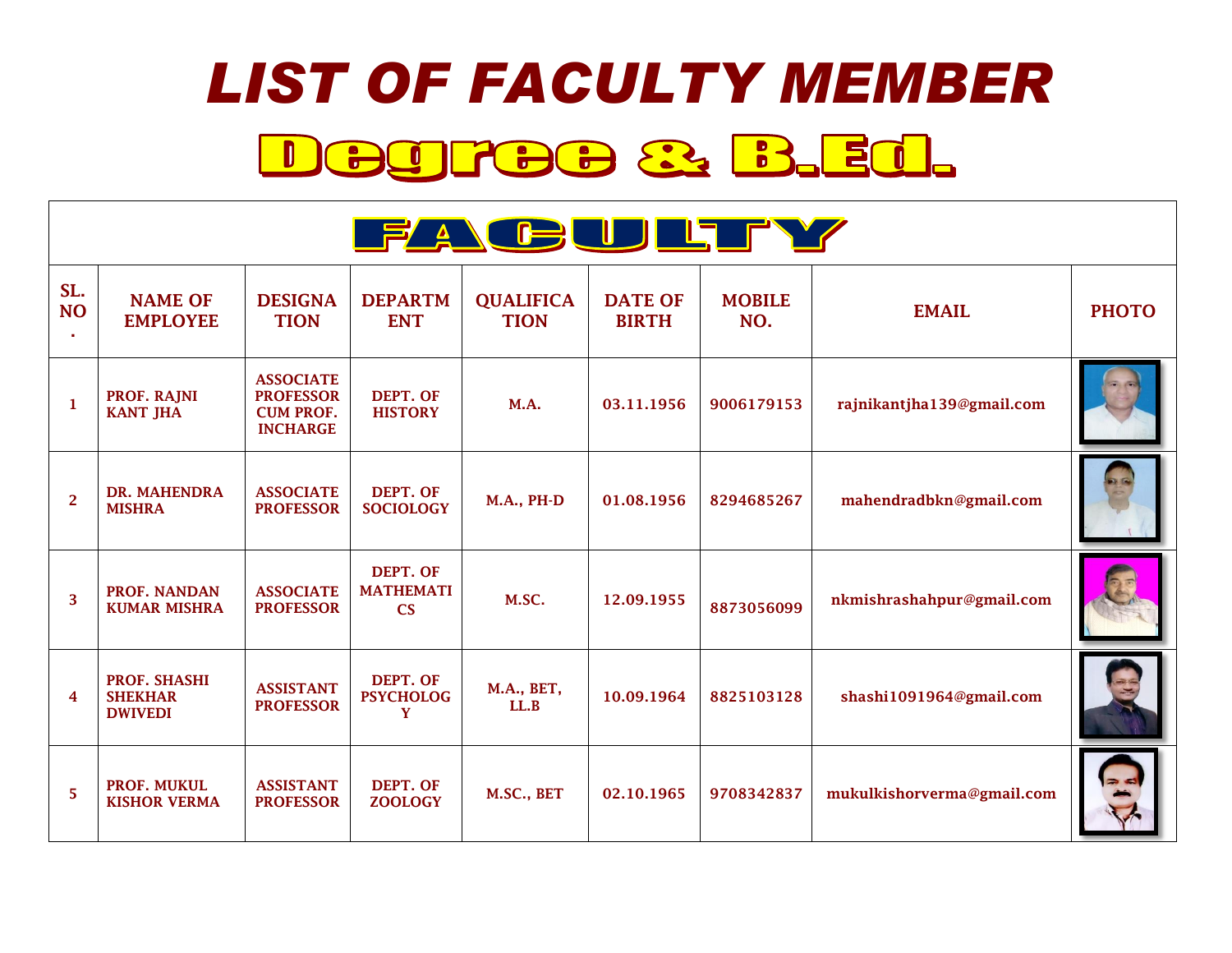# LIST OF FACULTY MEMBER

## Degree & B.Ed.

| FACULTY | | | | | | | | |
|---|---|---|---|---|---|---|---|---|
| **SL. NO.** | **NAME OF EMPLOYEE** | **DESIGNATION** | **DEPARTMENT** | **QUALIFICATION** | **DATE OF BIRTH** | **MOBILE NO.** | **EMAIL** | **PHOTO** |
| 1 | PROF. RAJNI KANT JHA | ASSOCIATE PROFESSOR CUM PROF. INCHARGE | DEPT. OF HISTORY | M.A. | 03.11.1956 | 9006179153 | rajnikantjha139@gmail.com | |
| 2 | DR. MAHENDRA MISHRA | ASSOCIATE PROFESSOR | DEPT. OF SOCIOLOGY | M.A., PH-D | 01.08.1956 | 8294685267 | mahendradbkn@gmail.com | |
| 3 | PROF. NANDAN KUMAR MISHRA | ASSOCIATE PROFESSOR | DEPT. OF MATHEMATICS | M.SC. | 12.09.1955 | 8873056099 | nkmishrashahpur@gmail.com | |
| 4 | PROF. SHASHI SHEKHAR DWIVEDI | ASSISTANT PROFESSOR | DEPT. OF PSYCHOLOGY | M.A., BET, LL.B | 10.09.1964 | 8825103128 | shashi1091964@gmail.com | |
| 5 | PROF. MUKUL KISHOR VERMA | ASSISTANT PROFESSOR | DEPT. OF ZOOLOGY | M.SC., BET | 02.10.1965 | 9708342837 | mukulkishorverma@gmail.com | |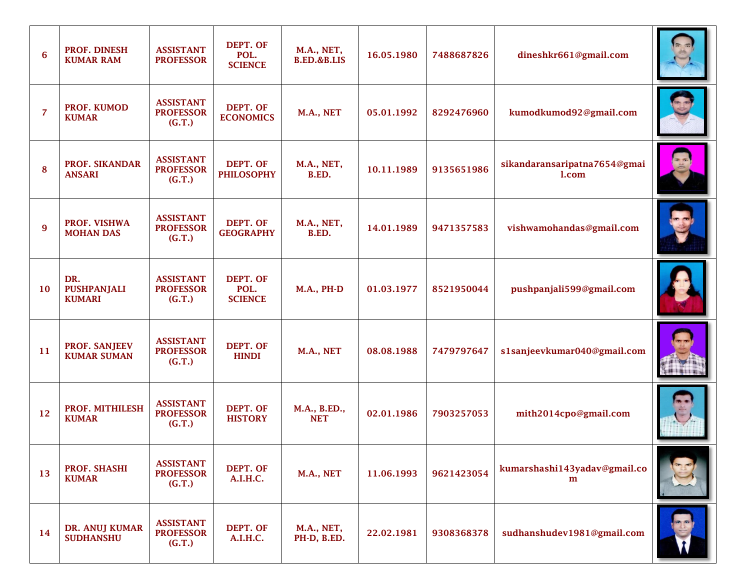| | | | | | | | | |
|---|---|---|---|---|---|---|---|---|
| 6 | PROF. DINESH KUMAR RAM | ASSISTANT PROFESSOR | DEPT. OF POL. SCIENCE | M.A., NET, B.ED.&B.LIS | 16.05.1980 | 7488687826 | dineshkr661@gmail.com | |
| 7 | PROF. KUMOD KUMAR | ASSISTANT PROFESSOR (G.T.) | DEPT. OF ECONOMICS | M.A., NET | 05.01.1992 | 8292476960 | kumodkumod92@gmail.com | |
| 8 | PROF. SIKANDAR ANSARI | ASSISTANT PROFESSOR (G.T.) | DEPT. OF PHILOSOPHY | M.A., NET, B.ED. | 10.11.1989 | 9135651986 | sikandaransaripatna7654@gmail.com | |
| 9 | PROF. VISHWA MOHAN DAS | ASSISTANT PROFESSOR (G.T.) | DEPT. OF GEOGRAPHY | M.A., NET, B.ED. | 14.01.1989 | 9471357583 | vishwamohandas@gmail.com | |
| 10 | DR. PUSHPANJALI KUMARI | ASSISTANT PROFESSOR (G.T.) | DEPT. OF POL. SCIENCE | M.A., PH-D | 01.03.1977 | 8521950044 | pushpanjali599@gmail.com | |
| 11 | PROF. SANJEEV KUMAR SUMAN | ASSISTANT PROFESSOR (G.T.) | DEPT. OF HINDI | M.A., NET | 08.08.1988 | 7479797647 | s1sanjeevkumar040@gmail.com | |
| 12 | PROF. MITHILESH KUMAR | ASSISTANT PROFESSOR (G.T.) | DEPT. OF HISTORY | M.A., B.ED., NET | 02.01.1986 | 7903257053 | mith2014cpo@gmail.com | |
| 13 | PROF. SHASHI KUMAR | ASSISTANT PROFESSOR (G.T.) | DEPT. OF A.I.H.C. | M.A., NET | 11.06.1993 | 9621423054 | kumarshashi143yadav@gmail.com | |
| 14 | DR. ANUJ KUMAR SUDHANSHU | ASSISTANT PROFESSOR (G.T.) | DEPT. OF A.I.H.C. | M.A., NET, PH-D, B.ED. | 22.02.1981 | 9308368378 | sudhanshudev1981@gmail.com | |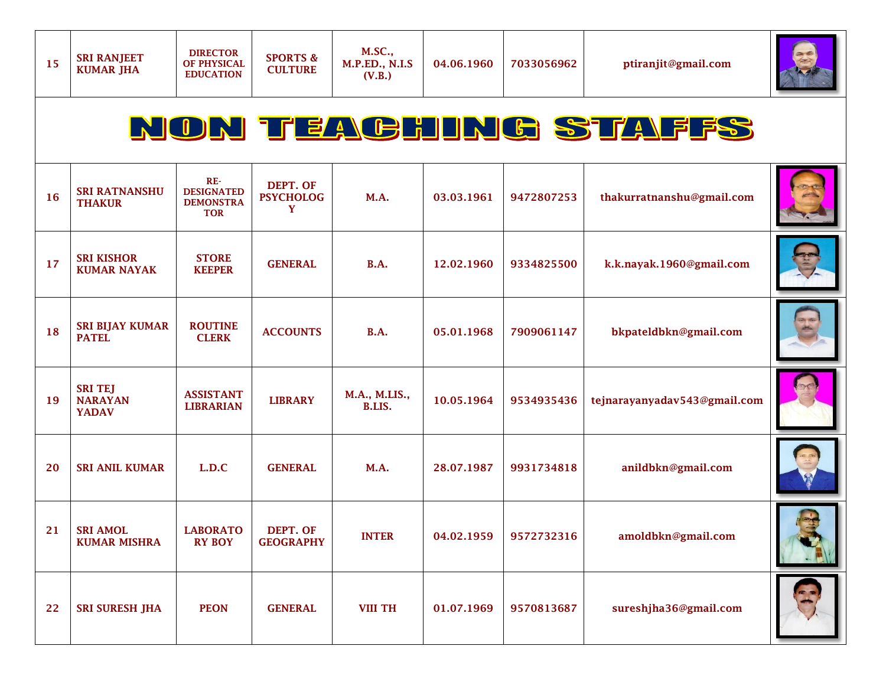| 15 | SRI RANJEET KUMAR JHA | DIRECTOR OF PHYSICAL EDUCATION | SPORTS & CULTURE | M.SC., M.P.ED., N.I.S (V.B.) | 04.06.1960 | 7033056962 | ptiranjit@gmail.com | |
|---|---|---|---|---|---|---|---|---|

# NON TEACHING STAFFS

| 16 | SRI RATNANSHU THAKUR | RE-DESIGNATED DEMONSTRATOR | DEPT. OF PSYCHOLOGY | M.A. | 03.03.1961 | 9472807253 | thakurratnanshu@gmail.com | |
|---|---|---|---|---|---|---|---|---|
| 17 | SRI KISHOR KUMAR NAYAK | STORE KEEPER | GENERAL | B.A. | 12.02.1960 | 9334825500 | k.k.nayak.1960@gmail.com | |
| 18 | SRI BIJAY KUMAR PATEL | ROUTINE CLERK | ACCOUNTS | B.A. | 05.01.1968 | 7909061147 | bkpateldbkn@gmail.com | |
| 19 | SRI TEJ NARAYAN YADAV | ASSISTANT LIBRARIAN | LIBRARY | M.A., M.LIS., B.LIS. | 10.05.1964 | 9534935436 | tejnarayanyadav543@gmail.com | |
| 20 | SRI ANIL KUMAR | L.D.C | GENERAL | M.A. | 28.07.1987 | 9931734818 | anildbkn@gmail.com | |
| 21 | SRI AMOL KUMAR MISHRA | LABORATORY BOY | DEPT. OF GEOGRAPHY | INTER | 04.02.1959 | 9572732316 | amoldbkn@gmail.com | |
| 22 | SRI SURESH JHA | PEON | GENERAL | VIII TH | 01.07.1969 | 9570813687 | sureshjha36@gmail.com | |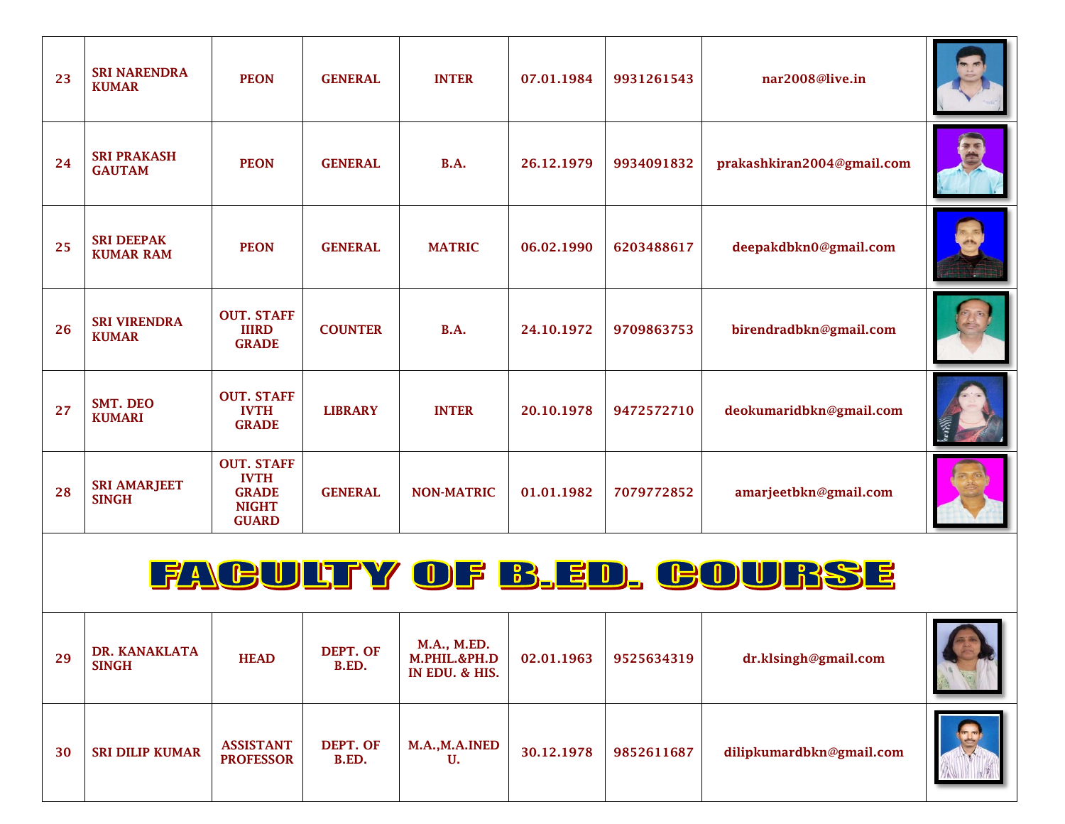| 23 | SRI NARENDRA KUMAR | PEON | GENERAL | INTER | 07.01.1984 | 9931261543 | nar2008@live.in | |
|---|---|---|---|---|---|---|---|---|
| 24 | SRI PRAKASH GAUTAM | PEON | GENERAL | B.A. | 26.12.1979 | 9934091832 | prakashkiran2004@gmail.com | |
| 25 | SRI DEEPAK KUMAR RAM | PEON | GENERAL | MATRIC | 06.02.1990 | 6203488617 | deepakdbkn0@gmail.com | |
| 26 | SRI VIRENDRA KUMAR | OUT. STAFF IIIRD GRADE | COUNTER | B.A. | 24.10.1972 | 9709863753 | birendradbkn@gmail.com | |
| 27 | SMT. DEO KUMARI | OUT. STAFF IVTH GRADE | LIBRARY | INTER | 20.10.1978 | 9472572710 | deokumaridbkn@gmail.com | |
| 28 | SRI AMARJEET SINGH | OUT. STAFF IVTH GRADE NIGHT GUARD | GENERAL | NON-MATRIC | 01.01.1982 | 7079772852 | amarjeetbkn@gmail.com | |

# FACULTY OF B.ED. COURSE

| 29 | DR. KANAKLATA SINGH | HEAD | DEPT. OF B.ED. | M.A., M.ED. M.PHIL.&PH.D IN EDU. & HIS. | 02.01.1963 | 9525634319 | dr.klsingh@gmail.com | |
|---|---|---|---|---|---|---|---|---|
| 30 | SRI DILIP KUMAR | ASSISTANT PROFESSOR | DEPT. OF B.ED. | M.A.,M.A.INED U. | 30.12.1978 | 9852611687 | dilipkumardbkn@gmail.com | |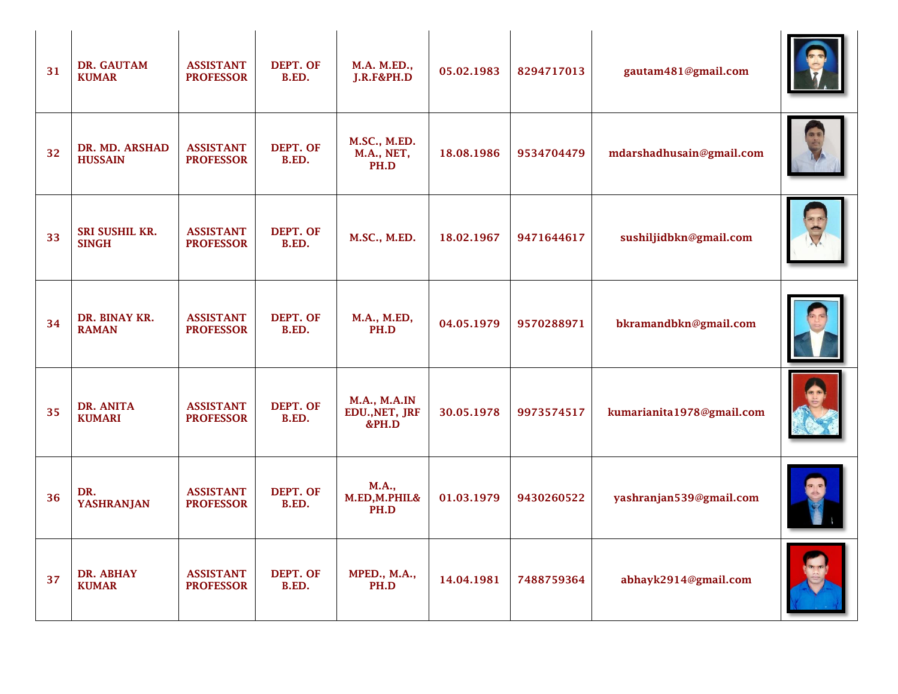| 31 | DR. GAUTAM KUMAR | ASSISTANT PROFESSOR | DEPT. OF B.ED. | M.A. M.ED., J.R.F&PH.D | 05.02.1983 | 8294717013 | gautam481@gmail.com | |
|---|---|---|---|---|---|---|---|---|
| 32 | DR. MD. ARSHAD HUSSAIN | ASSISTANT PROFESSOR | DEPT. OF B.ED. | M.SC., M.ED. M.A., NET, PH.D | 18.08.1986 | 9534704479 | mdarshadhusain@gmail.com | |
| 33 | SRI SUSHIL KR. SINGH | ASSISTANT PROFESSOR | DEPT. OF B.ED. | M.SC., M.ED. | 18.02.1967 | 9471644617 | sushiljidbkn@gmail.com | |
| 34 | DR. BINAY KR. RAMAN | ASSISTANT PROFESSOR | DEPT. OF B.ED. | M.A., M.ED, PH.D | 04.05.1979 | 9570288971 | bkramandbkn@gmail.com | |
| 35 | DR. ANITA KUMARI | ASSISTANT PROFESSOR | DEPT. OF B.ED. | M.A., M.A.IN EDU.,NET, JRF &PH.D | 30.05.1978 | 9973574517 | kumarianita1978@gmail.com | |
| 36 | DR. YASHRANJAN | ASSISTANT PROFESSOR | DEPT. OF B.ED. | M.A., M.ED,M.PHIL& PH.D | 01.03.1979 | 9430260522 | yashranjan539@gmail.com | |
| 37 | DR. ABHAY KUMAR | ASSISTANT PROFESSOR | DEPT. OF B.ED. | MPED., M.A., PH.D | 14.04.1981 | 7488759364 | abhayk2914@gmail.com | |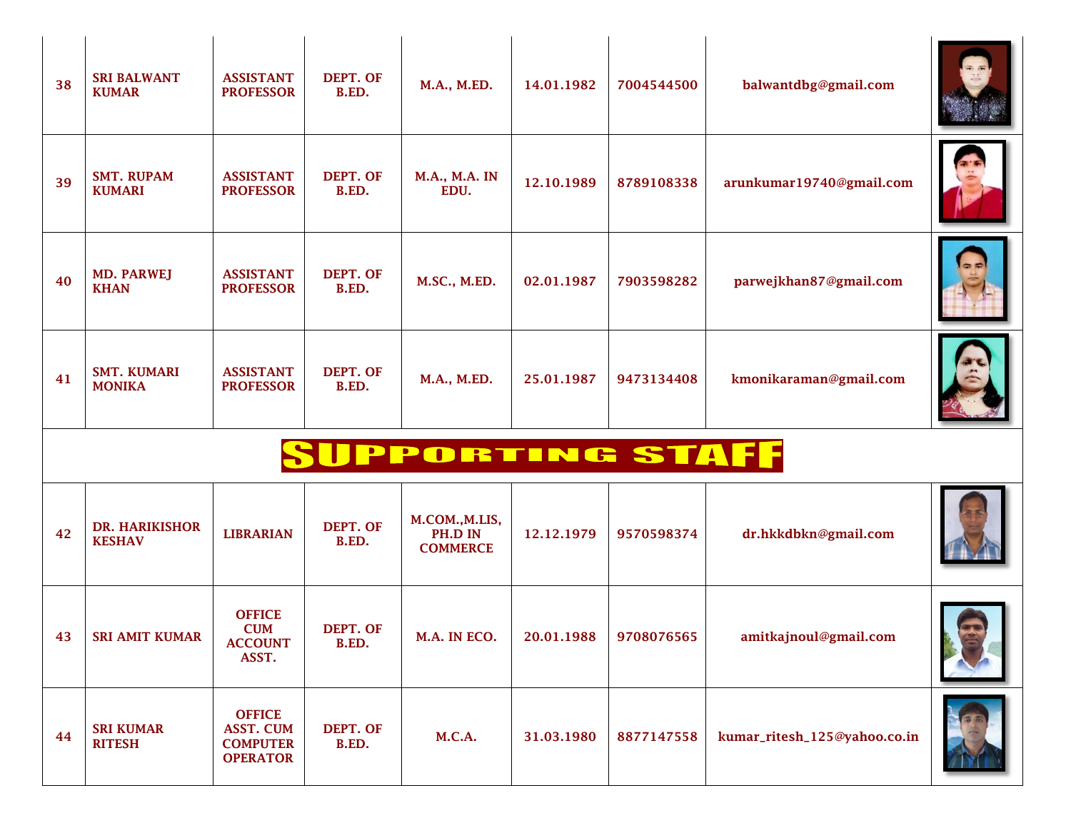| 38 | SRI BALWANT KUMAR | ASSISTANT PROFESSOR | DEPT. OF B.ED. | M.A., M.ED. | 14.01.1982 | 7004544500 | balwantdbg@gmail.com | |
|---|---|---|---|---|---|---|---|---|
| 39 | SMT. RUPAM KUMARI | ASSISTANT PROFESSOR | DEPT. OF B.ED. | M.A., M.A. IN EDU. | 12.10.1989 | 8789108338 | arunkumar19740@gmail.com | |
| 40 | MD. PARWEJ KHAN | ASSISTANT PROFESSOR | DEPT. OF B.ED. | M.SC., M.ED. | 02.01.1987 | 7903598282 | parwejkhan87@gmail.com | |
| 41 | SMT. KUMARI MONIKA | ASSISTANT PROFESSOR | DEPT. OF B.ED. | M.A., M.ED. | 25.01.1987 | 9473134408 | kmonikaraman@gmail.com | |
| **SUPPORTING STAFF** | | | | | | | | |
| 42 | DR. HARIKISHOR KESHAV | LIBRARIAN | DEPT. OF B.ED. | M.COM.,M.LIS, PH.D IN COMMERCE | 12.12.1979 | 9570598374 | dr.hkkdbkn@gmail.com | |
| 43 | SRI AMIT KUMAR | OFFICE CUM ACCOUNT ASST. | DEPT. OF B.ED. | M.A. IN ECO. | 20.01.1988 | 9708076565 | amitkajnoul@gmail.com | |
| 44 | SRI KUMAR RITESH | OFFICE ASST. CUM COMPUTER OPERATOR | DEPT. OF B.ED. | M.C.A. | 31.03.1980 | 8877147558 | kumar_ritesh_125@yahoo.co.in | |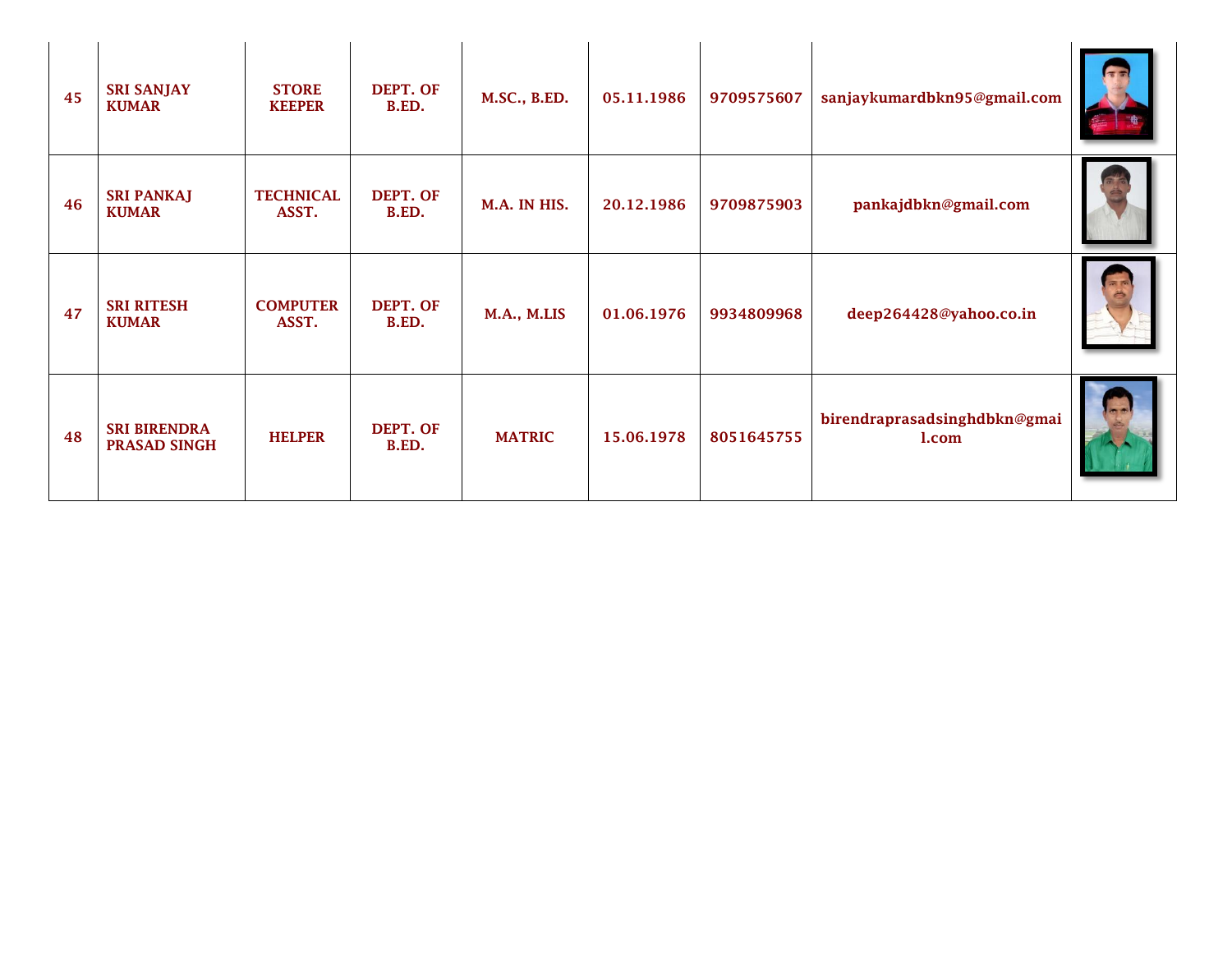| | | | | | | | | |
|---|---|---|---|---|---|---|---|---|
| 45 | SRI SANJAY KUMAR | STORE KEEPER | DEPT. OF B.ED. | M.SC., B.ED. | 05.11.1986 | 9709575607 | sanjaykumardbkn95@gmail.com | |
| 46 | SRI PANKAJ KUMAR | TECHNICAL ASST. | DEPT. OF B.ED. | M.A. IN HIS. | 20.12.1986 | 9709875903 | pankajdbkn@gmail.com | |
| 47 | SRI RITESH KUMAR | COMPUTER ASST. | DEPT. OF B.ED. | M.A., M.LIS | 01.06.1976 | 9934809968 | deep264428@yahoo.co.in | |
| 48 | SRI BIRENDRA PRASAD SINGH | HELPER | DEPT. OF B.ED. | MATRIC | 15.06.1978 | 8051645755 | birendraprasadsinghdbkn@gmail.com | |